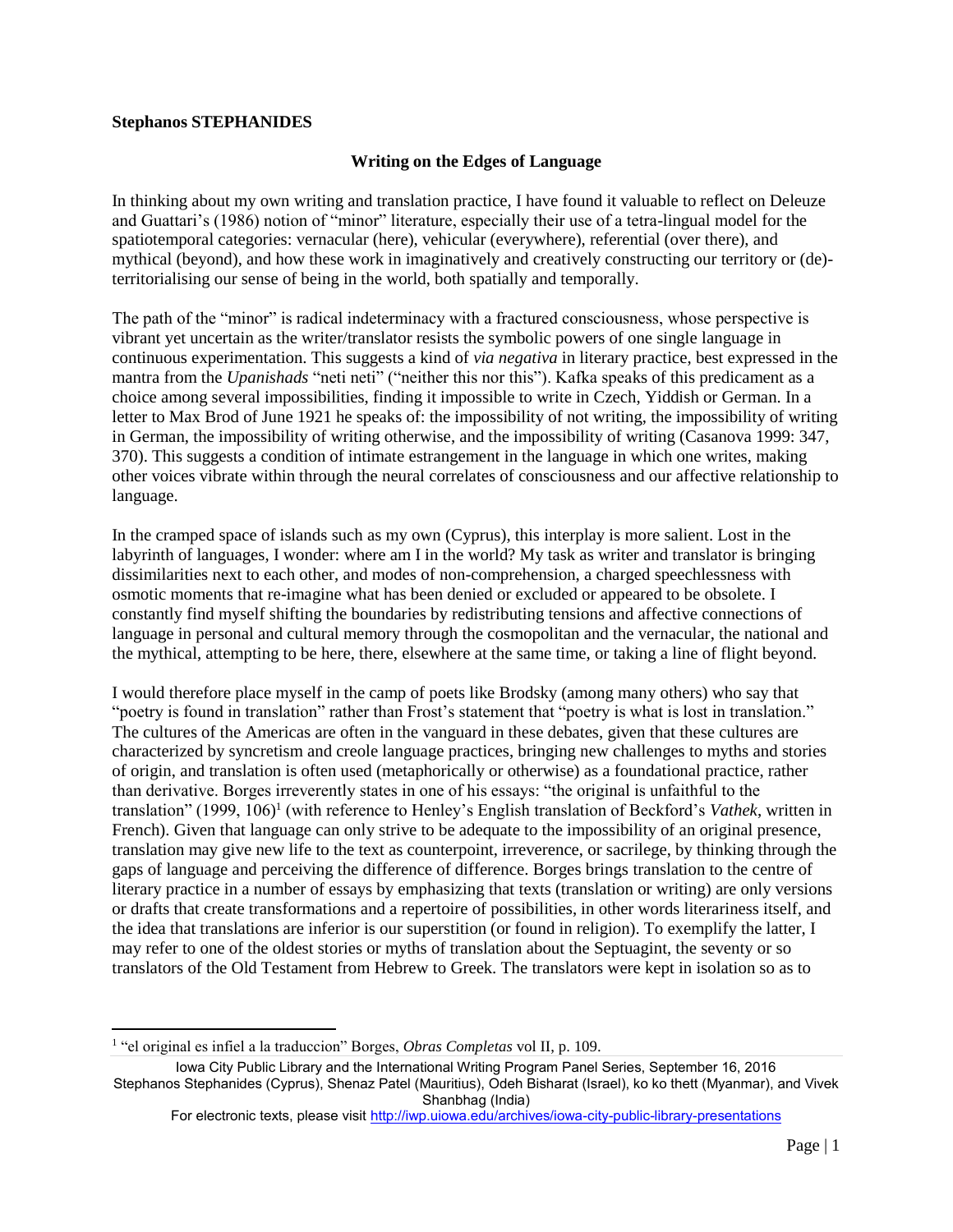**Stephanos STEPHANIDES**

## Writing on the Edges of Language

In thinking about my own writing and translation practice, I have found it valuable to reflect on Deleuze and Guattari's (1986) notion of "minor" literature, especially their use of a tetra-lingual model for the spatiotemporal categories: vernacular (here), vehicular (everywhere), referential (over there), and mythical (beyond), and how these work in imaginatively and creatively constructing our territory or (de)-territorialising our sense of being in the world, both spatially and temporally.

The path of the "minor" is radical indeterminacy with a fractured consciousness, whose perspective is vibrant yet uncertain as the writer/translator resists the symbolic powers of one single language in continuous experimentation. This suggests a kind of *via negativa* in literary practice, best expressed in the mantra from the *Upanishads* "neti neti" ("neither this nor this"). Kafka speaks of this predicament as a choice among several impossibilities, finding it impossible to write in Czech, Yiddish or German. In a letter to Max Brod of June 1921 he speaks of: the impossibility of not writing, the impossibility of writing in German, the impossibility of writing otherwise, and the impossibility of writing (Casanova 1999: 347, 370). This suggests a condition of intimate estrangement in the language in which one writes, making other voices vibrate within through the neural correlates of consciousness and our affective relationship to language.

In the cramped space of islands such as my own (Cyprus), this interplay is more salient. Lost in the labyrinth of languages, I wonder: where am I in the world? My task as writer and translator is bringing dissimilarities next to each other, and modes of non-comprehension, a charged speechlessness with osmotic moments that re-imagine what has been denied or excluded or appeared to be obsolete. I constantly find myself shifting the boundaries by redistributing tensions and affective connections of language in personal and cultural memory through the cosmopolitan and the vernacular, the national and the mythical, attempting to be here, there, elsewhere at the same time, or taking a line of flight beyond.

I would therefore place myself in the camp of poets like Brodsky (among many others) who say that "poetry is found in translation" rather than Frost's statement that "poetry is what is lost in translation." The cultures of the Americas are often in the vanguard in these debates, given that these cultures are characterized by syncretism and creole language practices, bringing new challenges to myths and stories of origin, and translation is often used (metaphorically or otherwise) as a foundational practice, rather than derivative. Borges irreverently states in one of his essays: "the original is unfaithful to the translation" (1999, 106)[1] (with reference to Henley's English translation of Beckford's *Vathek*, written in French). Given that language can only strive to be adequate to the impossibility of an original presence, translation may give new life to the text as counterpoint, irreverence, or sacrilege, by thinking through the gaps of language and perceiving the difference of difference. Borges brings translation to the centre of literary practice in a number of essays by emphasizing that texts (translation or writing) are only versions or drafts that create transformations and a repertoire of possibilities, in other words literariness itself, and the idea that translations are inferior is our superstition (or found in religion). To exemplify the latter, I may refer to one of the oldest stories or myths of translation about the Septuagint, the seventy or so translators of the Old Testament from Hebrew to Greek. The translators were kept in isolation so as to

[1] "el original es infiel a la traduccion" Borges, *Obras Completas* vol II, p. 109.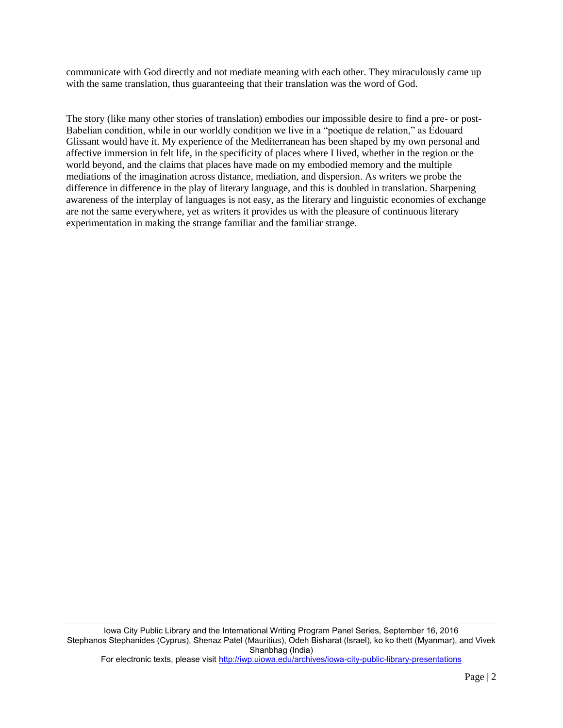communicate with God directly and not mediate meaning with each other. They miraculously came up with the same translation, thus guaranteeing that their translation was the word of God.

The story (like many other stories of translation) embodies our impossible desire to find a pre- or post-Babelian condition, while in our worldly condition we live in a "poetique de relation," as Édouard Glissant would have it. My experience of the Mediterranean has been shaped by my own personal and affective immersion in felt life, in the specificity of places where I lived, whether in the region or the world beyond, and the claims that places have made on my embodied memory and the multiple mediations of the imagination across distance, mediation, and dispersion. As writers we probe the difference in difference in the play of literary language, and this is doubled in translation. Sharpening awareness of the interplay of languages is not easy, as the literary and linguistic economies of exchange are not the same everywhere, yet as writers it provides us with the pleasure of continuous literary experimentation in making the strange familiar and the familiar strange.